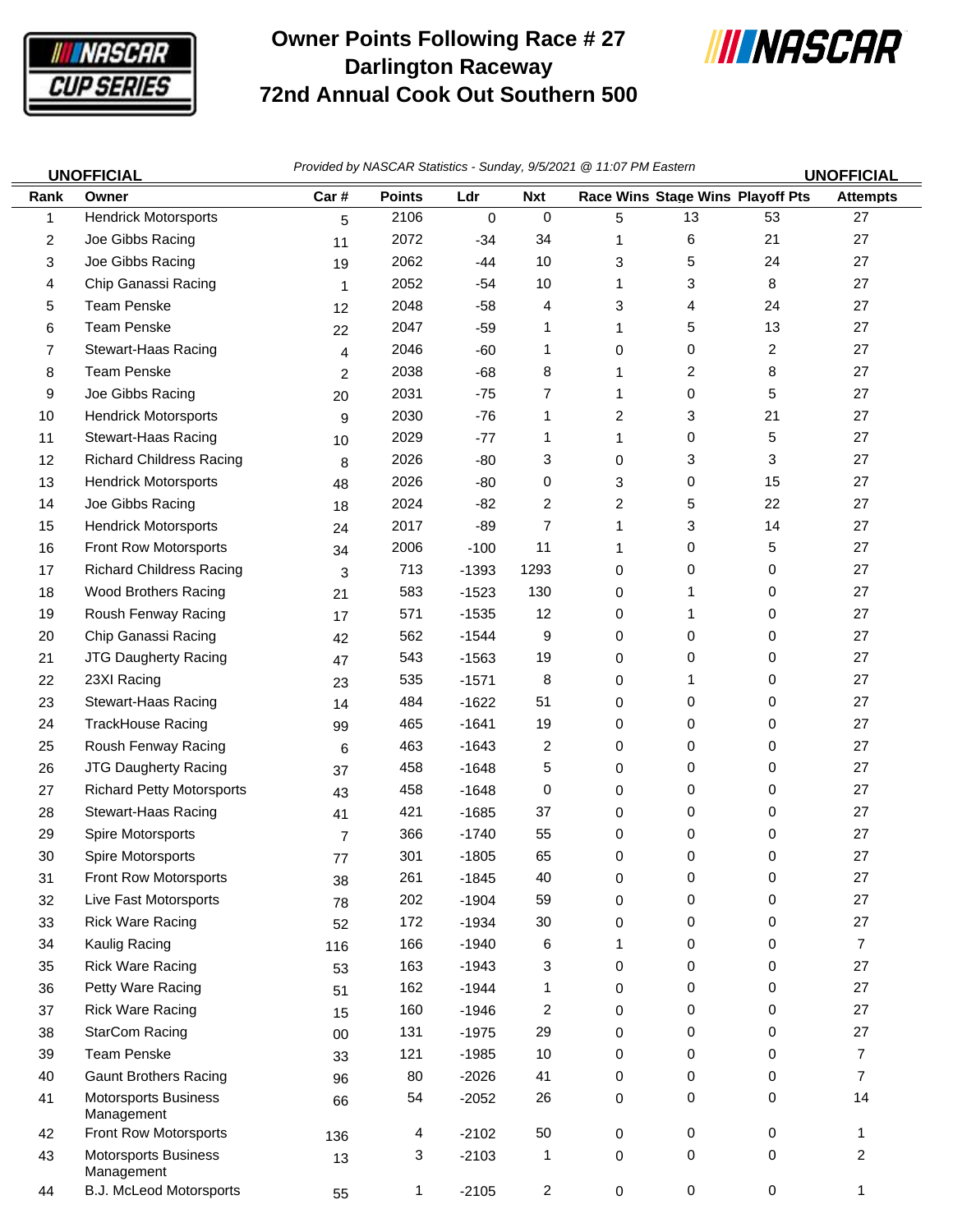# Owner Points Following Race # 27
# Darlington Raceway
# 72nd Annual Cook Out Southern 500

**UNOFFICIAL**

*Provided by NASCAR Statistics - Sunday, 9/5/2021 @ 11:07 PM Eastern*

**UNOFFICIAL**

| Rank | Owner | Car # | Points | Ldr | Nxt | Race Wins | Stage Wins | Playoff Pts | Attempts |
|---|---|---|---|---|---|---|---|---|---|
| 1 | Hendrick Motorsports | 5 | 2106 | 0 | 0 | 5 | 13 | 53 | 27 |
| 2 | Joe Gibbs Racing | 11 | 2072 | -34 | 34 | 1 | 6 | 21 | 27 |
| 3 | Joe Gibbs Racing | 19 | 2062 | -44 | 10 | 3 | 5 | 24 | 27 |
| 4 | Chip Ganassi Racing | 1 | 2052 | -54 | 10 | 1 | 3 | 8 | 27 |
| 5 | Team Penske | 12 | 2048 | -58 | 4 | 3 | 4 | 24 | 27 |
| 6 | Team Penske | 22 | 2047 | -59 | 1 | 1 | 5 | 13 | 27 |
| 7 | Stewart-Haas Racing | 4 | 2046 | -60 | 1 | 0 | 0 | 2 | 27 |
| 8 | Team Penske | 2 | 2038 | -68 | 8 | 1 | 2 | 8 | 27 |
| 9 | Joe Gibbs Racing | 20 | 2031 | -75 | 7 | 1 | 0 | 5 | 27 |
| 10 | Hendrick Motorsports | 9 | 2030 | -76 | 1 | 2 | 3 | 21 | 27 |
| 11 | Stewart-Haas Racing | 10 | 2029 | -77 | 1 | 1 | 0 | 5 | 27 |
| 12 | Richard Childress Racing | 8 | 2026 | -80 | 3 | 0 | 3 | 3 | 27 |
| 13 | Hendrick Motorsports | 48 | 2026 | -80 | 0 | 3 | 0 | 15 | 27 |
| 14 | Joe Gibbs Racing | 18 | 2024 | -82 | 2 | 2 | 5 | 22 | 27 |
| 15 | Hendrick Motorsports | 24 | 2017 | -89 | 7 | 1 | 3 | 14 | 27 |
| 16 | Front Row Motorsports | 34 | 2006 | -100 | 11 | 1 | 0 | 5 | 27 |
| 17 | Richard Childress Racing | 3 | 713 | -1393 | 1293 | 0 | 0 | 0 | 27 |
| 18 | Wood Brothers Racing | 21 | 583 | -1523 | 130 | 0 | 1 | 0 | 27 |
| 19 | Roush Fenway Racing | 17 | 571 | -1535 | 12 | 0 | 1 | 0 | 27 |
| 20 | Chip Ganassi Racing | 42 | 562 | -1544 | 9 | 0 | 0 | 0 | 27 |
| 21 | JTG Daugherty Racing | 47 | 543 | -1563 | 19 | 0 | 0 | 0 | 27 |
| 22 | 23XI Racing | 23 | 535 | -1571 | 8 | 0 | 1 | 0 | 27 |
| 23 | Stewart-Haas Racing | 14 | 484 | -1622 | 51 | 0 | 0 | 0 | 27 |
| 24 | TrackHouse Racing | 99 | 465 | -1641 | 19 | 0 | 0 | 0 | 27 |
| 25 | Roush Fenway Racing | 6 | 463 | -1643 | 2 | 0 | 0 | 0 | 27 |
| 26 | JTG Daugherty Racing | 37 | 458 | -1648 | 5 | 0 | 0 | 0 | 27 |
| 27 | Richard Petty Motorsports | 43 | 458 | -1648 | 0 | 0 | 0 | 0 | 27 |
| 28 | Stewart-Haas Racing | 41 | 421 | -1685 | 37 | 0 | 0 | 0 | 27 |
| 29 | Spire Motorsports | 7 | 366 | -1740 | 55 | 0 | 0 | 0 | 27 |
| 30 | Spire Motorsports | 77 | 301 | -1805 | 65 | 0 | 0 | 0 | 27 |
| 31 | Front Row Motorsports | 38 | 261 | -1845 | 40 | 0 | 0 | 0 | 27 |
| 32 | Live Fast Motorsports | 78 | 202 | -1904 | 59 | 0 | 0 | 0 | 27 |
| 33 | Rick Ware Racing | 52 | 172 | -1934 | 30 | 0 | 0 | 0 | 27 |
| 34 | Kaulig Racing | 116 | 166 | -1940 | 6 | 1 | 0 | 0 | 7 |
| 35 | Rick Ware Racing | 53 | 163 | -1943 | 3 | 0 | 0 | 0 | 27 |
| 36 | Petty Ware Racing | 51 | 162 | -1944 | 1 | 0 | 0 | 0 | 27 |
| 37 | Rick Ware Racing | 15 | 160 | -1946 | 2 | 0 | 0 | 0 | 27 |
| 38 | StarCom Racing | 00 | 131 | -1975 | 29 | 0 | 0 | 0 | 27 |
| 39 | Team Penske | 33 | 121 | -1985 | 10 | 0 | 0 | 0 | 7 |
| 40 | Gaunt Brothers Racing | 96 | 80 | -2026 | 41 | 0 | 0 | 0 | 7 |
| 41 | Motorsports Business Management | 66 | 54 | -2052 | 26 | 0 | 0 | 0 | 14 |
| 42 | Front Row Motorsports | 136 | 4 | -2102 | 50 | 0 | 0 | 0 | 1 |
| 43 | Motorsports Business Management | 13 | 3 | -2103 | 1 | 0 | 0 | 0 | 2 |
| 44 | B.J. McLeod Motorsports | 55 | 1 | -2105 | 2 | 0 | 0 | 0 | 1 |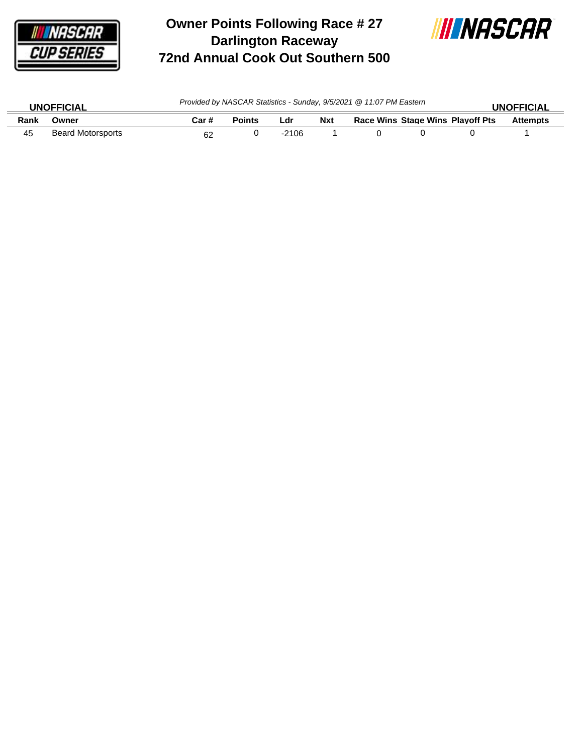# Owner Points Following Race # 27
## Darlington Raceway
## 72nd Annual Cook Out Southern 500

**UNOFFICIAL** *Provided by NASCAR Statistics - Sunday, 9/5/2021 @ 11:07 PM Eastern* **UNOFFICIAL**

| Rank | Owner | Car # | Points | Ldr | Nxt | Race Wins | Stage Wins | Playoff Pts | Attempts |
|---|---|---|---|---|---|---|---|---|---|
| 45 | Beard Motorsports | 62 | 0 | -2106 | 1 | 0 | 0 | 0 | 1 |